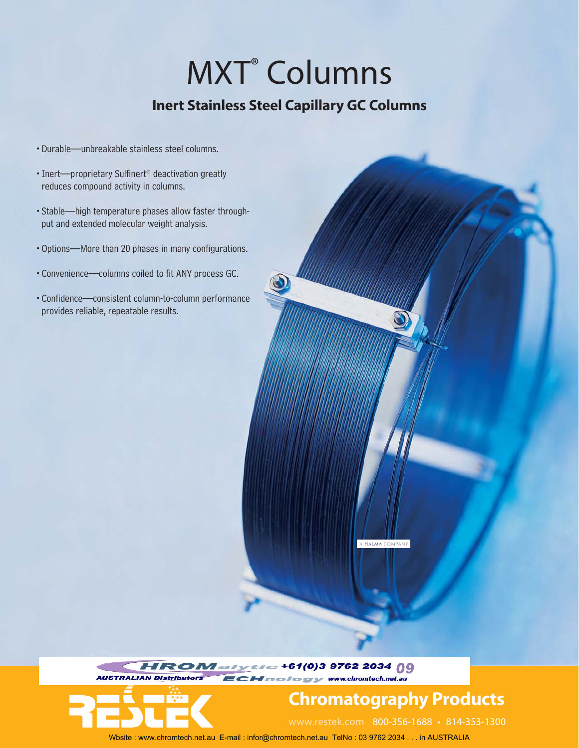# MXT® Columns

## Inert Stainless Steel Capillary GC Columns

- Durable—unbreakable stainless steel columns.
- Inert—proprietary Sulfinert® deactivation greatly reduces compound activity in columns.
- Stable—high temperature phases allow faster throughput and extended molecular weight analysis.
- Options—More than 20 phases in many configurations.
- Convenience—columns coiled to fit ANY process GC.
- Confidence—consistent column-to-column performance provides reliable, repeatable results.

A HALMA COMPANY

CHROMalytic +61(0)3 9762 2034 09
AUSTRALIAN Distributors TECHnology www.chromtech.net.au

RESTEK

**Chromatography Products**

www.restek.com 800-356-1688 • 814-353-1300

Wbsite : www.chromtech.net.au E-mail : infor@chromtech.net.au TelNo : 03 9762 2034 . . . in AUSTRALIA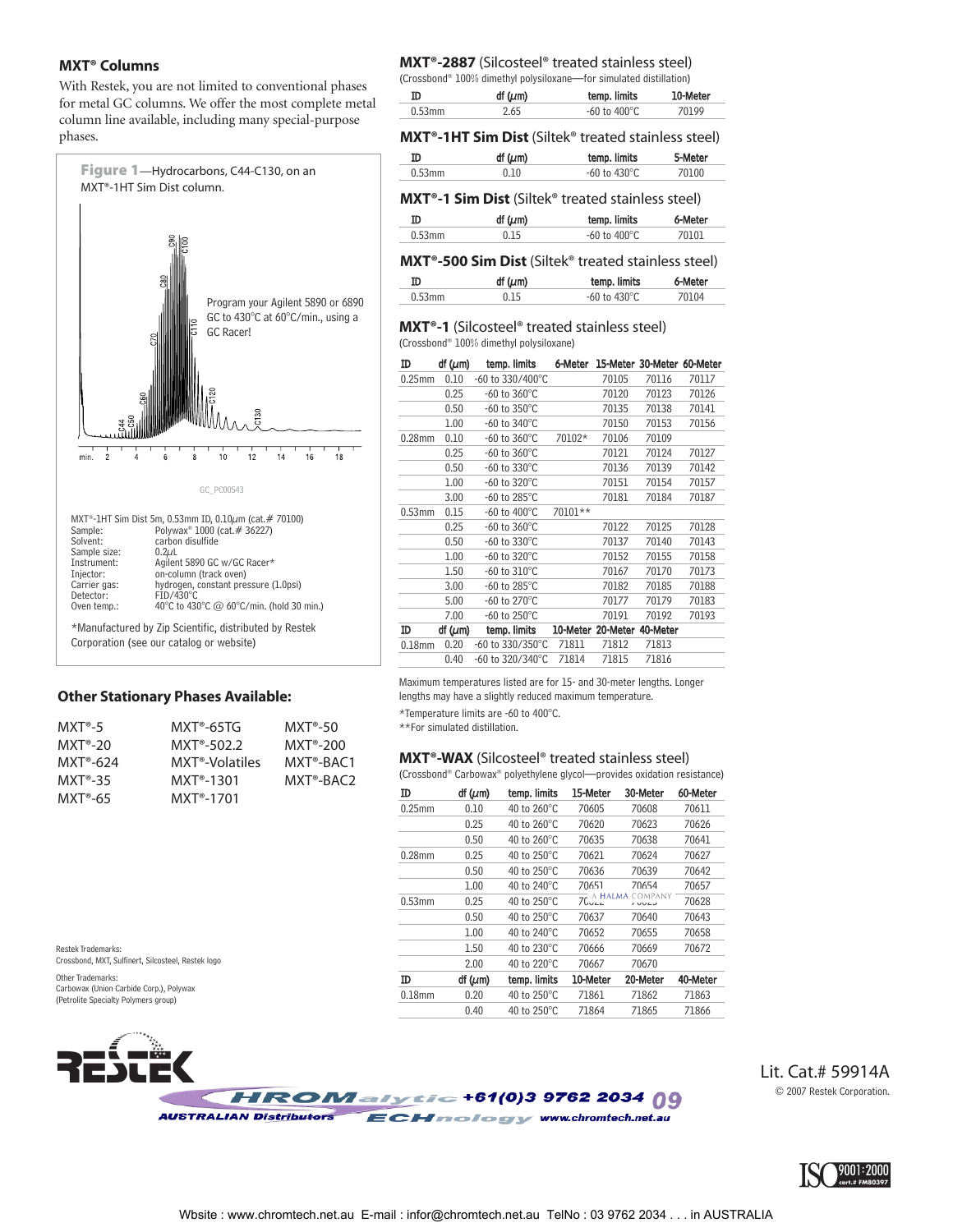## MXT® Columns

With Restek, you are not limited to conventional phases for metal GC columns. We offer the most complete metal column line available, including many special-purpose phases.

**Figure 1**—Hydrocarbons, C44-C130, on an MXT®-1HT Sim Dist column.

C90 C100 C80 C70 C110 C60 C120 C44 C50 C130

Program your Agilent 5890 or 6890 GC to 430°C at 60°C/min., using a GC Racer!

min. 2 4 6 8 10 12 14 16 18

GC_PC00543

MXT®-1HT Sim Dist 5m, 0.53mm ID, 0.10µm (cat.# 70100)
Sample: Polywax® 1000 (cat.# 36227)
Solvent: carbon disulfide
Sample size: 0.2µL
Instrument: Agilent 5890 GC w/GC Racer*
Injector: on-column (track oven)
Carrier gas: hydrogen, constant pressure (1.0psi)
Detector: FID/430°C
Oven temp.: 40°C to 430°C @ 60°C/min. (hold 30 min.)

*Manufactured by Zip Scientific, distributed by Restek Corporation (see our catalog or website)

### Other Stationary Phases Available:

| | | |
|---|---|---|
| MXT®-5 | MXT®-65TG | MXT®-50 |
| MXT®-20 | MXT®-502.2 | MXT®-200 |
| MXT®-624 | MXT®-Volatiles | MXT®-BAC1 |
| MXT®-35 | MXT®-1301 | MXT®-BAC2 |
| MXT®-65 | MXT®-1701 | |

Restek Trademarks:
Crossbond, MXT, Sulfinert, Silcosteel, Restek logo

Other Trademarks:
Carbowax (Union Carbide Corp.), Polywax (Petrolite Specialty Polymers group)

### MXT®-2887 (Silcosteel® treated stainless steel)

(Crossbond® 100% dimethyl polysiloxane—for simulated distillation)

| ID | df (µm) | temp. limits | 10-Meter |
|---|---|---|---|
| 0.53mm | 2.65 | -60 to 400°C | 70199 |

### MXT®-1HT Sim Dist (Siltek® treated stainless steel)

| ID | df (µm) | temp. limits | 5-Meter |
|---|---|---|---|
| 0.53mm | 0.10 | -60 to 430°C | 70100 |

### MXT®-1 Sim Dist (Siltek® treated stainless steel)

| ID | df (µm) | temp. limits | 6-Meter |
|---|---|---|---|
| 0.53mm | 0.15 | -60 to 400°C | 70101 |

### MXT®-500 Sim Dist (Siltek® treated stainless steel)

| ID | df (µm) | temp. limits | 6-Meter |
|---|---|---|---|
| 0.53mm | 0.15 | -60 to 430°C | 70104 |

### MXT®-1 (Silcosteel® treated stainless steel)

(Crossbond® 100% dimethyl polysiloxane)

| ID | df (µm) | temp. limits | 6-Meter | 15-Meter | 30-Meter | 60-Meter |
|---|---|---|---|---|---|---|
| 0.25mm | 0.10 | -60 to 330/400°C | | 70105 | 70116 | 70117 |
| | 0.25 | -60 to 360°C | | 70120 | 70123 | 70126 |
| | 0.50 | -60 to 350°C | | 70135 | 70138 | 70141 |
| | 1.00 | -60 to 340°C | | 70150 | 70153 | 70156 |
| 0.28mm | 0.10 | -60 to 360°C | 70102* | 70106 | 70109 | |
| | 0.25 | -60 to 360°C | | 70121 | 70124 | 70127 |
| | 0.50 | -60 to 330°C | | 70136 | 70139 | 70142 |
| | 1.00 | -60 to 320°C | | 70151 | 70154 | 70157 |
| | 3.00 | -60 to 285°C | | 70181 | 70184 | 70187 |
| 0.53mm | 0.15 | -60 to 400°C | 70101** | | | |
| | 0.25 | -60 to 360°C | | 70122 | 70125 | 70128 |
| | 0.50 | -60 to 330°C | | 70137 | 70140 | 70143 |
| | 1.00 | -60 to 320°C | | 70152 | 70155 | 70158 |
| | 1.50 | -60 to 310°C | | 70167 | 70170 | 70173 |
| | 3.00 | -60 to 285°C | | 70182 | 70185 | 70188 |
| | 5.00 | -60 to 270°C | | 70177 | 70179 | 70183 |
| | 7.00 | -60 to 250°C | | 70191 | 70192 | 70193 |
| **ID** | **df (µm)** | **temp. limits** | **10-Meter** | **20-Meter** | **40-Meter** | |
| 0.18mm | 0.20 | -60 to 330/350°C | 71811 | 71812 | 71813 | |
| | 0.40 | -60 to 320/340°C | 71814 | 71815 | 71816 | |

Maximum temperatures listed are for 15- and 30-meter lengths. Longer lengths may have a slightly reduced maximum temperature.
*Temperature limits are -60 to 400°C.
**For simulated distillation.

### MXT®-WAX (Silcosteel® treated stainless steel)

(Crossbond® Carbowax® polyethylene glycol—provides oxidation resistance)

| ID | df (µm) | temp. limits | 15-Meter | 30-Meter | 60-Meter |
|---|---|---|---|---|---|
| 0.25mm | 0.10 | 40 to 260°C | 70605 | 70608 | 70611 |
| | 0.25 | 40 to 260°C | 70620 | 70623 | 70626 |
| | 0.50 | 40 to 260°C | 70635 | 70638 | 70641 |
| 0.28mm | 0.25 | 40 to 250°C | 70621 | 70624 | 70627 |
| | 0.50 | 40 to 250°C | 70636 | 70639 | 70642 |
| | 1.00 | 40 to 240°C | 70651 | 70654 | 70657 |
| 0.53mm | 0.25 | 40 to 250°C | 70622 | 70625 | 70628 |
| | 0.50 | 40 to 250°C | 70637 | 70640 | 70643 |
| | 1.00 | 40 to 240°C | 70652 | 70655 | 70658 |
| | 1.50 | 40 to 230°C | 70666 | 70669 | 70672 |
| | 2.00 | 40 to 220°C | 70667 | 70670 | |
| **ID** | **df (µm)** | **temp. limits** | **10-Meter** | **20-Meter** | **40-Meter** |
| 0.18mm | 0.20 | 40 to 250°C | 71861 | 71862 | 71863 |
| | 0.40 | 40 to 250°C | 71864 | 71865 | 71866 |

A HALMA COMPANY

CHROMalytic TECHnology +61(0)3 9762 2034 AUSTRALIAN Distributors www.chromtech.net.au

Lit. Cat.# 59914A
© 2007 Restek Corporation.

Wbsite : www.chromtech.net.au E-mail : infor@chromtech.net.au TelNo : 03 9762 2034 . . . in AUSTRALIA